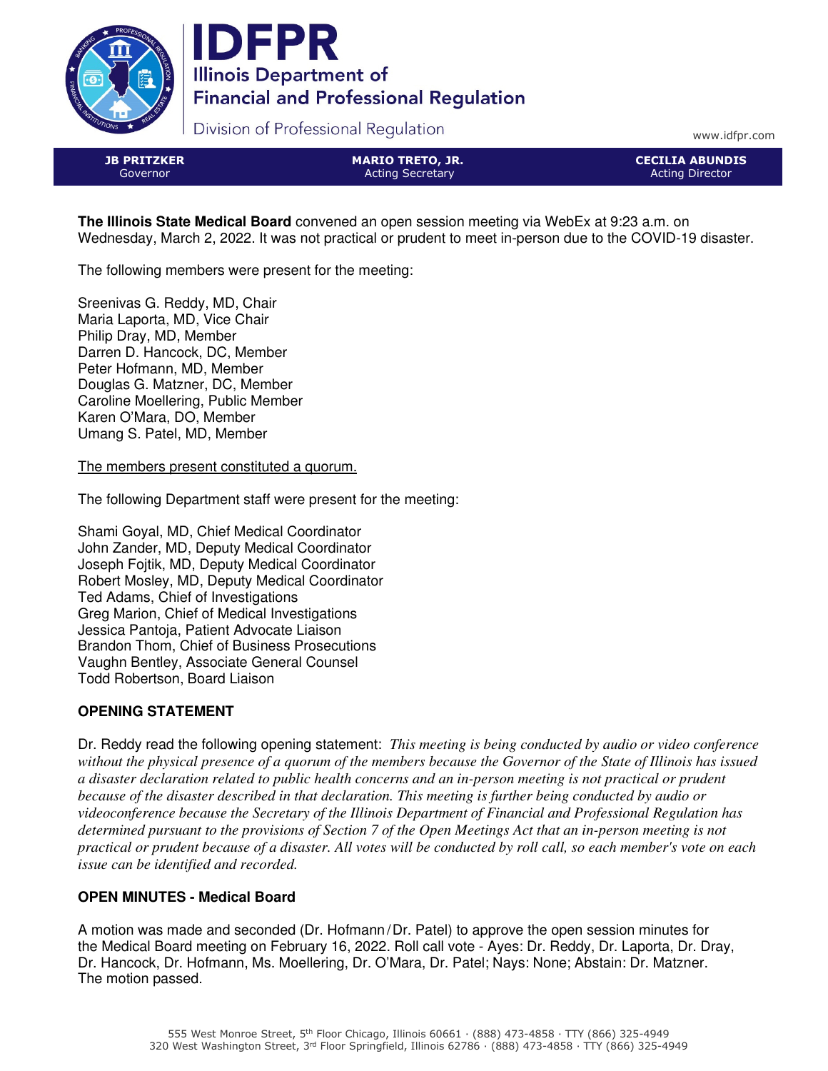# IDFPR

Illinois Department of Financial and Professional Regulation

Division of Professional Regulation

www.idfpr.com

| JB PRITZKER | MARIO TRETO, JR. | CECILIA ABUNDIS |
| --- | --- | --- |
| Governor | Acting Secretary | Acting Director |

**The Illinois State Medical Board** convened an open session meeting via WebEx at 9:23 a.m. on Wednesday, March 2, 2022. It was not practical or prudent to meet in-person due to the COVID-19 disaster.

The following members were present for the meeting:

Sreenivas G. Reddy, MD, Chair
Maria Laporta, MD, Vice Chair
Philip Dray, MD, Member
Darren D. Hancock, DC, Member
Peter Hofmann, MD, Member
Douglas G. Matzner, DC, Member
Caroline Moellering, Public Member
Karen O'Mara, DO, Member
Umang S. Patel, MD, Member

<u>The members present constituted a quorum.</u>

The following Department staff were present for the meeting:

Shami Goyal, MD, Chief Medical Coordinator
John Zander, MD, Deputy Medical Coordinator
Joseph Fojtik, MD, Deputy Medical Coordinator
Robert Mosley, MD, Deputy Medical Coordinator
Ted Adams, Chief of Investigations
Greg Marion, Chief of Medical Investigations
Jessica Pantoja, Patient Advocate Liaison
Brandon Thom, Chief of Business Prosecutions
Vaughn Bentley, Associate General Counsel
Todd Robertson, Board Liaison

## OPENING STATEMENT

Dr. Reddy read the following opening statement: *This meeting is being conducted by audio or video conference without the physical presence of a quorum of the members because the Governor of the State of Illinois has issued a disaster declaration related to public health concerns and an in-person meeting is not practical or prudent because of the disaster described in that declaration. This meeting is further being conducted by audio or videoconference because the Secretary of the Illinois Department of Financial and Professional Regulation has determined pursuant to the provisions of Section 7 of the Open Meetings Act that an in-person meeting is not practical or prudent because of a disaster. All votes will be conducted by roll call, so each member's vote on each issue can be identified and recorded.*

## OPEN MINUTES - Medical Board

A motion was made and seconded (Dr. Hofmann/Dr. Patel) to approve the open session minutes for the Medical Board meeting on February 16, 2022. Roll call vote - Ayes: Dr. Reddy, Dr. Laporta, Dr. Dray, Dr. Hancock, Dr. Hofmann, Ms. Moellering, Dr. O'Mara, Dr. Patel; Nays: None; Abstain: Dr. Matzner. The motion passed.

555 West Monroe Street, 5th Floor Chicago, Illinois 60661 · (888) 473-4858 · TTY (866) 325-4949
320 West Washington Street, 3rd Floor Springfield, Illinois 62786 · (888) 473-4858 · TTY (866) 325-4949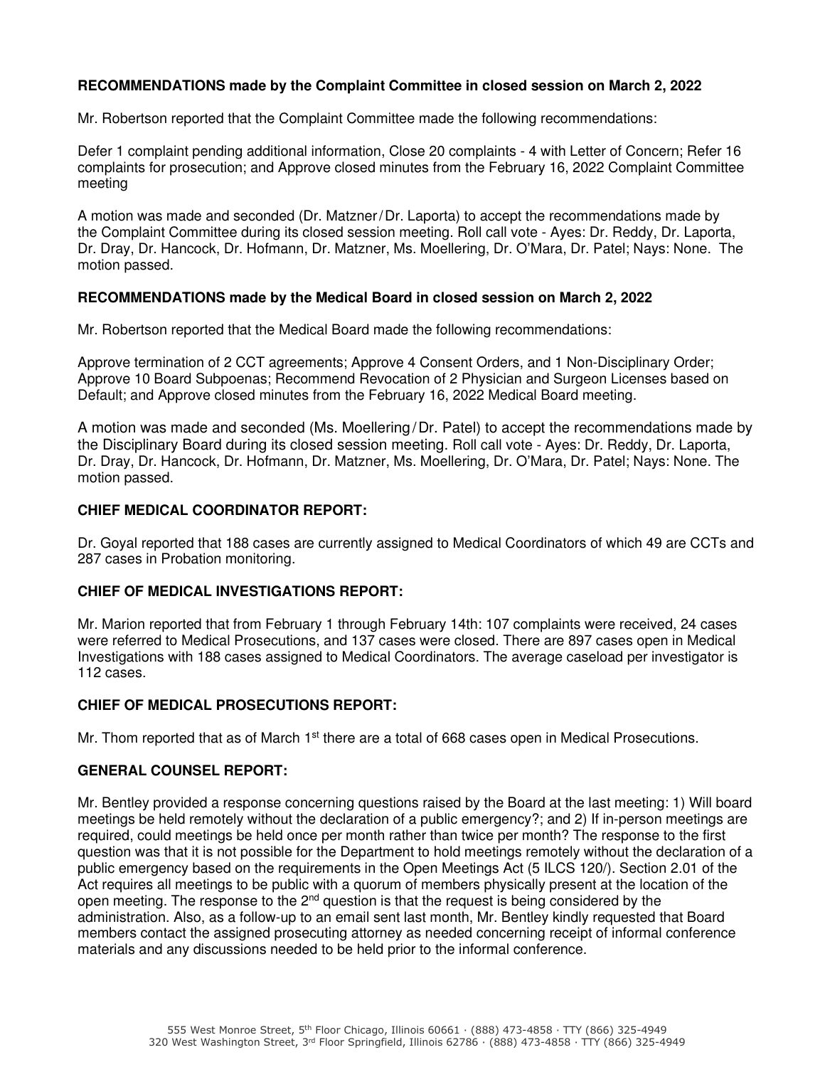**RECOMMENDATIONS made by the Complaint Committee in closed session on March 2, 2022**

Mr. Robertson reported that the Complaint Committee made the following recommendations:

Defer 1 complaint pending additional information, Close 20 complaints - 4 with Letter of Concern; Refer 16 complaints for prosecution; and Approve closed minutes from the February 16, 2022 Complaint Committee meeting

A motion was made and seconded (Dr. Matzner / Dr. Laporta) to accept the recommendations made by the Complaint Committee during its closed session meeting. Roll call vote - Ayes: Dr. Reddy, Dr. Laporta, Dr. Dray, Dr. Hancock, Dr. Hofmann, Dr. Matzner, Ms. Moellering, Dr. O'Mara, Dr. Patel; Nays: None. The motion passed.

**RECOMMENDATIONS made by the Medical Board in closed session on March 2, 2022**

Mr. Robertson reported that the Medical Board made the following recommendations:

Approve termination of 2 CCT agreements; Approve 4 Consent Orders, and 1 Non-Disciplinary Order; Approve 10 Board Subpoenas; Recommend Revocation of 2 Physician and Surgeon Licenses based on Default; and Approve closed minutes from the February 16, 2022 Medical Board meeting.

A motion was made and seconded (Ms. Moellering / Dr. Patel) to accept the recommendations made by the Disciplinary Board during its closed session meeting. Roll call vote - Ayes: Dr. Reddy, Dr. Laporta, Dr. Dray, Dr. Hancock, Dr. Hofmann, Dr. Matzner, Ms. Moellering, Dr. O'Mara, Dr. Patel; Nays: None. The motion passed.

**CHIEF MEDICAL COORDINATOR REPORT:**

Dr. Goyal reported that 188 cases are currently assigned to Medical Coordinators of which 49 are CCTs and 287 cases in Probation monitoring.

**CHIEF OF MEDICAL INVESTIGATIONS REPORT:**

Mr. Marion reported that from February 1 through February 14th: 107 complaints were received, 24 cases were referred to Medical Prosecutions, and 137 cases were closed. There are 897 cases open in Medical Investigations with 188 cases assigned to Medical Coordinators. The average caseload per investigator is 112 cases.

**CHIEF OF MEDICAL PROSECUTIONS REPORT:**

Mr. Thom reported that as of March 1st there are a total of 668 cases open in Medical Prosecutions.

**GENERAL COUNSEL REPORT:**

Mr. Bentley provided a response concerning questions raised by the Board at the last meeting: 1) Will board meetings be held remotely without the declaration of a public emergency?; and 2) If in-person meetings are required, could meetings be held once per month rather than twice per month? The response to the first question was that it is not possible for the Department to hold meetings remotely without the declaration of a public emergency based on the requirements in the Open Meetings Act (5 ILCS 120/). Section 2.01 of the Act requires all meetings to be public with a quorum of members physically present at the location of the open meeting. The response to the 2nd question is that the request is being considered by the administration. Also, as a follow-up to an email sent last month, Mr. Bentley kindly requested that Board members contact the assigned prosecuting attorney as needed concerning receipt of informal conference materials and any discussions needed to be held prior to the informal conference.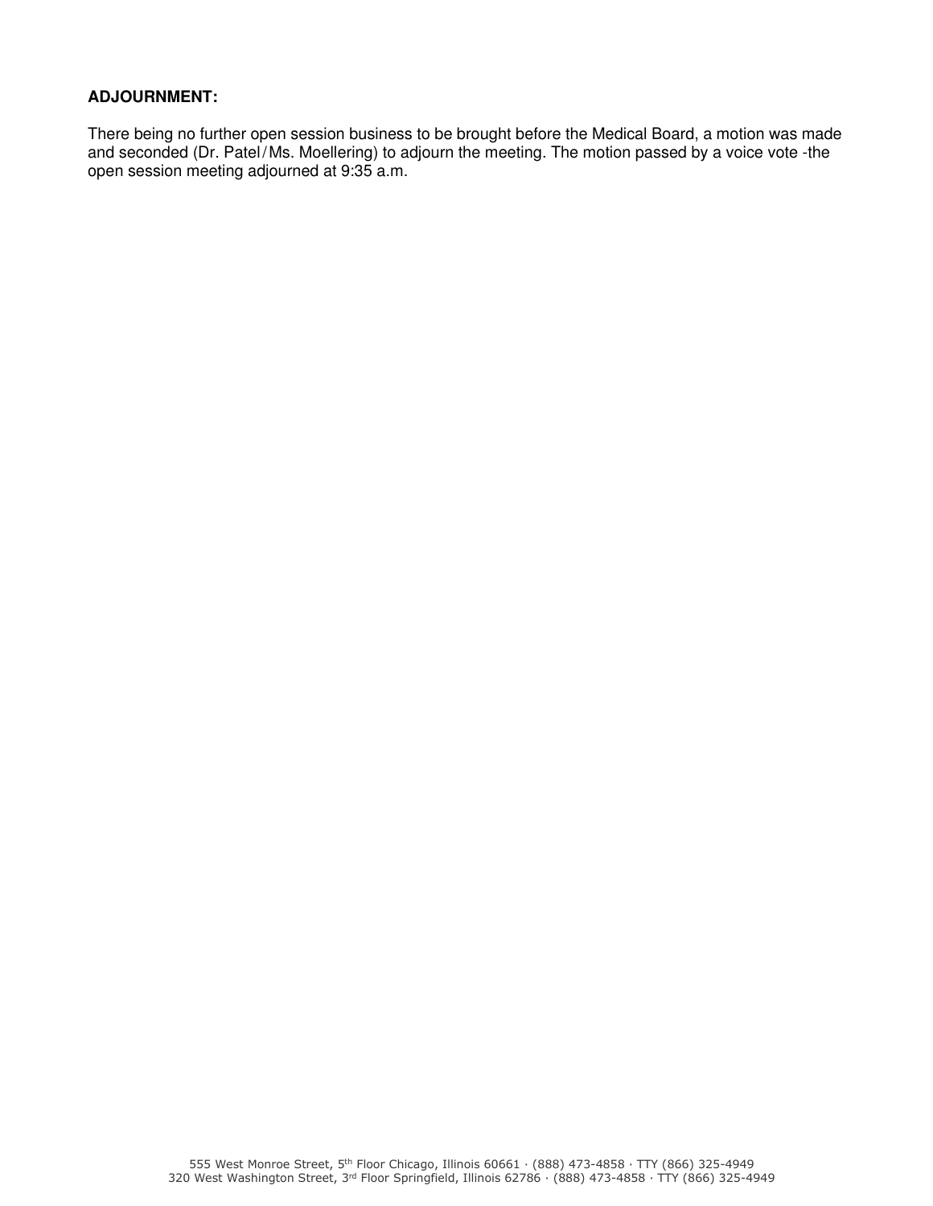**ADJOURNMENT:**

There being no further open session business to be brought before the Medical Board, a motion was made and seconded (Dr. Patel / Ms. Moellering) to adjourn the meeting. The motion passed by a voice vote -the open session meeting adjourned at 9:35 a.m.